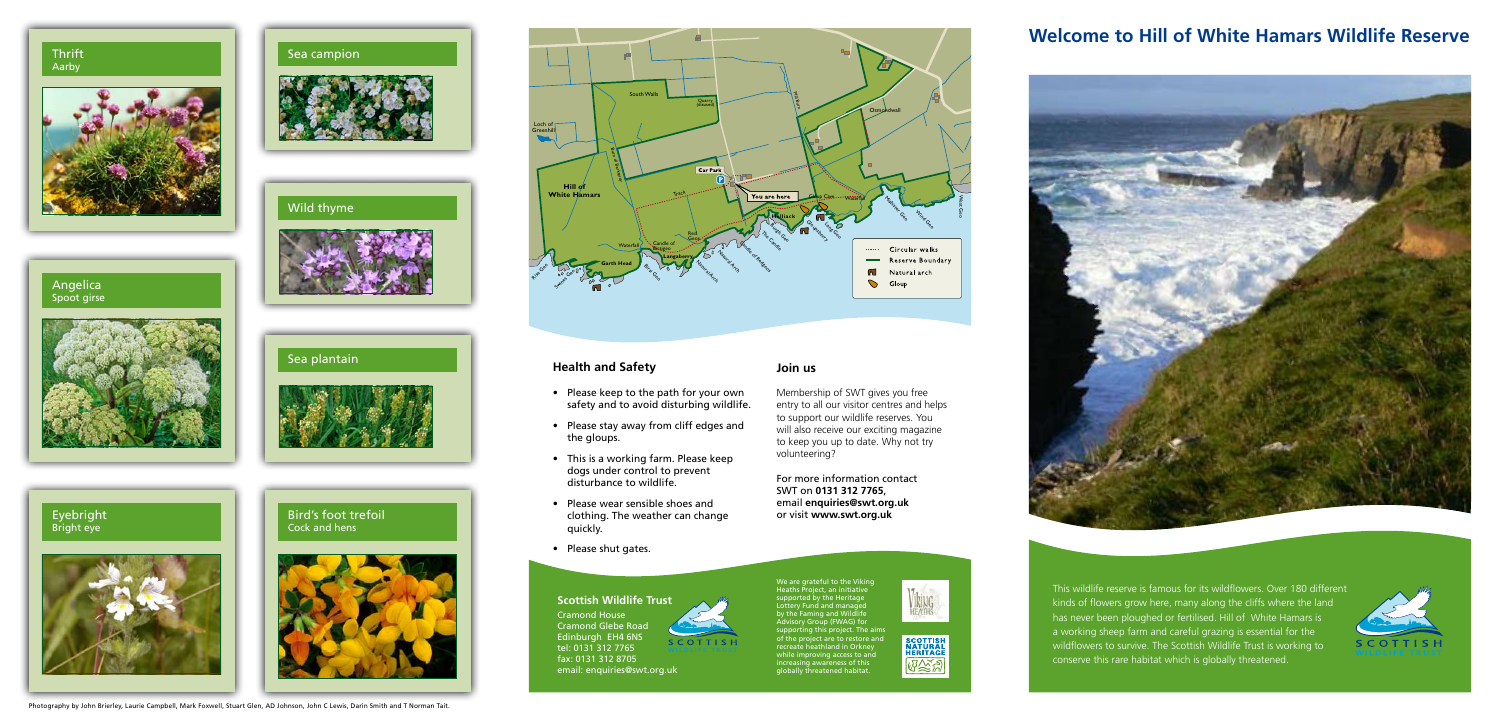Thrift
Aarby

Sea campion

Wild thyme

Angelica
Spoot girse

Sea plantain

Eyebright
Bright eye

Bird's foot trefoil
Cock and hens

Photography by John Brierley, Laurie Campbell, Mark Foxwell, Stuart Glen, AD Johnson, John C Lewis, Darin Smith and T Norman Tait.

South Walls · Quarry (Disused) · Loch of Greenhill · Hill of White Hamars · Car Park · You are here · Garth Head · Langaber · Natural Arch · Castle of Bagans · Red Geo · Waterfall · Hellia · Clountakeld · Cloudy · Wheeta

- Circular walks
- Reserve Boundary
- Natural arch
- Gloup

## Health and Safety

- Please keep to the path for your own safety and to avoid disturbing wildlife.
- Please stay away from cliff edges and the gloups.
- This is a working farm. Please keep dogs under control to prevent disturbance to wildlife.
- Please wear sensible shoes and clothing. The weather can change quickly.
- Please shut gates.

## Join us

Membership of SWT gives you free entry to all our visitor centres and helps to support our wildlife reserves. You will also receive our exciting magazine to keep you up to date. Why not try volunteering?

For more information contact SWT on **0131 312 7765**, email **enquiries@swt.org.uk** or visit **www.swt.org.uk**

### Scottish Wildlife Trust

Cramond House
Cramond Glebe Road
Edinburgh EH4 6NS
tel: 0131 312 7765
fax: 0131 312 8705
email: enquiries@swt.org.uk

We are grateful to the Viking Heaths Project, an initiative supported by the Heritage Lottery Fund and managed by the Farming and Wildlife Advisory Group (FWAG) for supporting this project. The aims of the project are to restore and recreate heathland in Orkney while improving access to and increasing awareness of this globally threatened habitat.

# Welcome to Hill of White Hamars Wildlife Reserve

This wildlife reserve is famous for its wildflowers. Over 180 different kinds of flowers grow here, many along the cliffs where the land has never been ploughed or fertilised. Hill of White Hamars is a working sheep farm and careful grazing is essential for the wildflowers to survive. The Scottish Wildlife Trust is working to conserve this rare habitat which is globally threatened.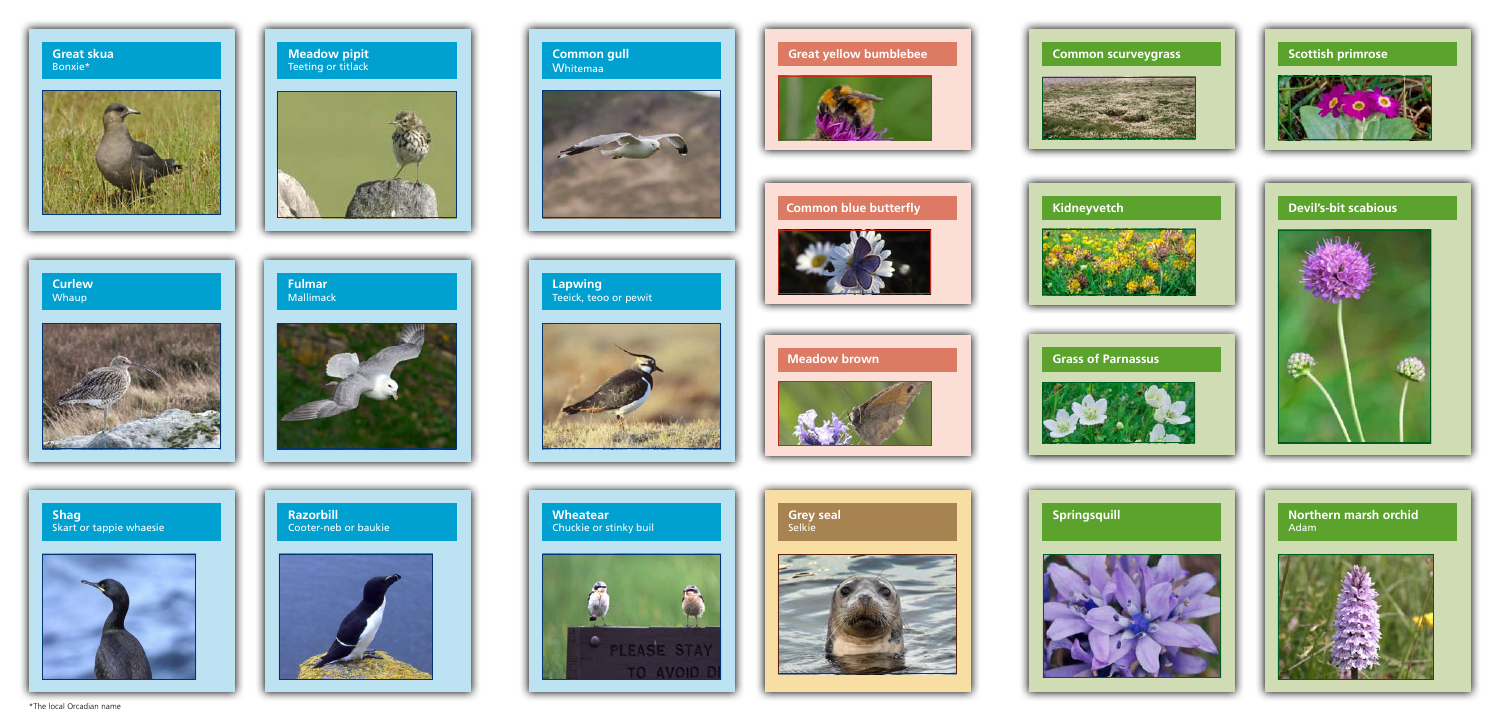**Great skua**
Bonxie*

**Meadow pipit**
Teeting or titlack

**Common gull**
Whitemaa

**Curlew**
Whaup

**Fulmar**
Mallimack

**Lapwing**
Teeick, teoo or pewit

**Shag**
Skart or tappie whaesie

**Razorbill**
Cooter-neb or baukie

**Wheatear**
Chuckie or stinky buil

**Great yellow bumblebee**

**Common blue butterfly**

**Meadow brown**

**Grey seal**
Selkie

**Common scurveygrass**

**Scottish primrose**

**Kidneyvetch**

**Devil's-bit scabious**

**Grass of Parnassus**

**Springsquill**

**Northern marsh orchid**
Adam

*The local Orcadian name